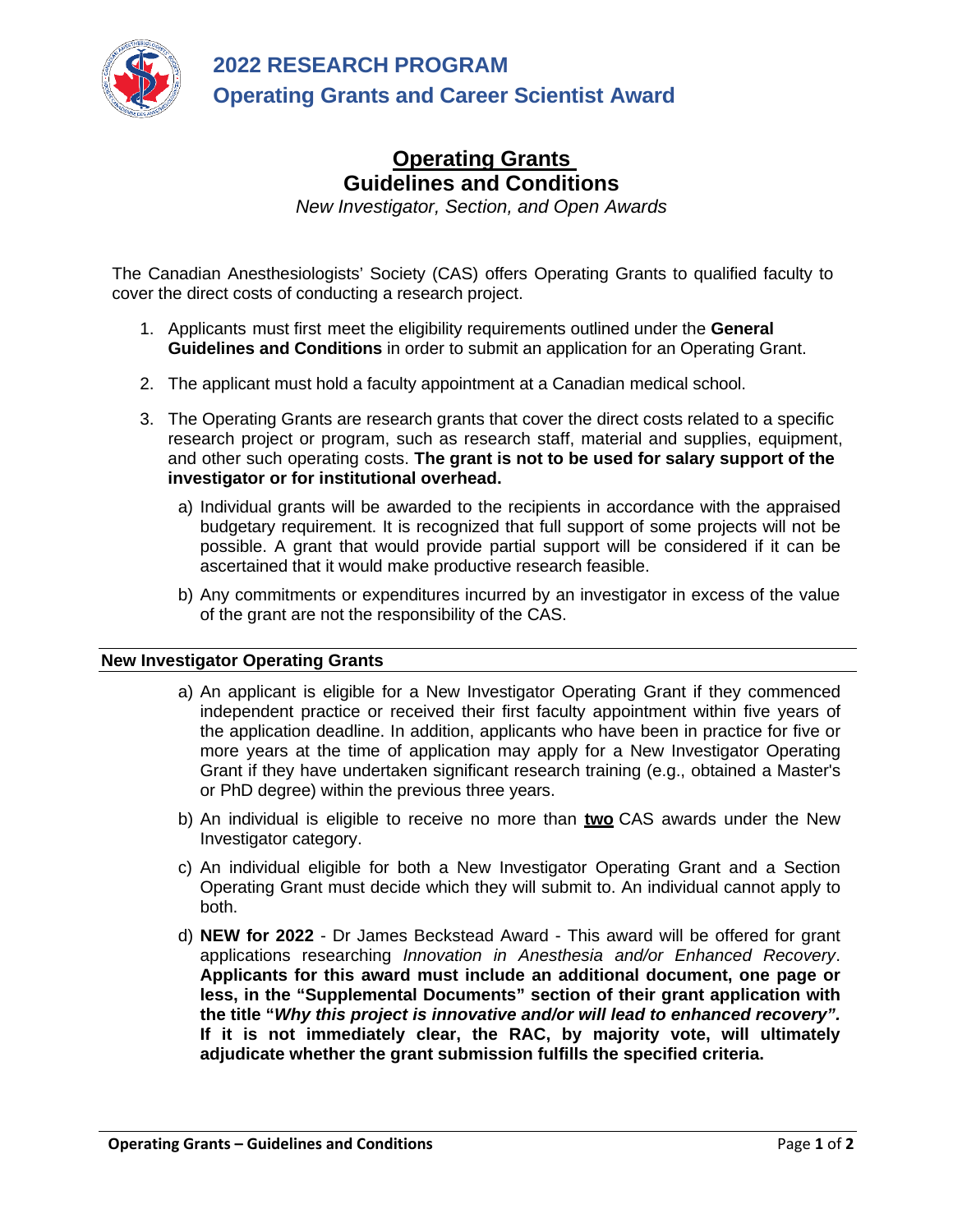# 2022 RESEARCH PROGRAM

## Operating Grants and Career Scientist Award

## Operating Grants
## Guidelines and Conditions

*New Investigator, Section, and Open Awards*

The Canadian Anesthesiologists' Society (CAS) offers Operating Grants to qualified faculty to cover the direct costs of conducting a research project.

1. Applicants must first meet the eligibility requirements outlined under the **General Guidelines and Conditions** in order to submit an application for an Operating Grant.

2. The applicant must hold a faculty appointment at a Canadian medical school.

3. The Operating Grants are research grants that cover the direct costs related to a specific research project or program, such as research staff, material and supplies, equipment, and other such operating costs. **The grant is not to be used for salary support of the investigator or for institutional overhead.**

   a) Individual grants will be awarded to the recipients in accordance with the appraised budgetary requirement. It is recognized that full support of some projects will not be possible. A grant that would provide partial support will be considered if it can be ascertained that it would make productive research feasible.

   b) Any commitments or expenditures incurred by an investigator in excess of the value of the grant are not the responsibility of the CAS.

### New Investigator Operating Grants

a) An applicant is eligible for a New Investigator Operating Grant if they commenced independent practice or received their first faculty appointment within five years of the application deadline. In addition, applicants who have been in practice for five or more years at the time of application may apply for a New Investigator Operating Grant if they have undertaken significant research training (e.g., obtained a Master's or PhD degree) within the previous three years.

b) An individual is eligible to receive no more than **two** CAS awards under the New Investigator category.

c) An individual eligible for both a New Investigator Operating Grant and a Section Operating Grant must decide which they will submit to. An individual cannot apply to both.

d) **NEW for 2022** - Dr James Beckstead Award - This award will be offered for grant applications researching *Innovation in Anesthesia and/or Enhanced Recovery*. **Applicants for this award must include an additional document, one page or less, in the "Supplemental Documents" section of their grant application with the title "*Why this project is innovative and/or will lead to enhanced recovery".* If it is not immediately clear, the RAC, by majority vote, will ultimately adjudicate whether the grant submission fulfills the specified criteria.**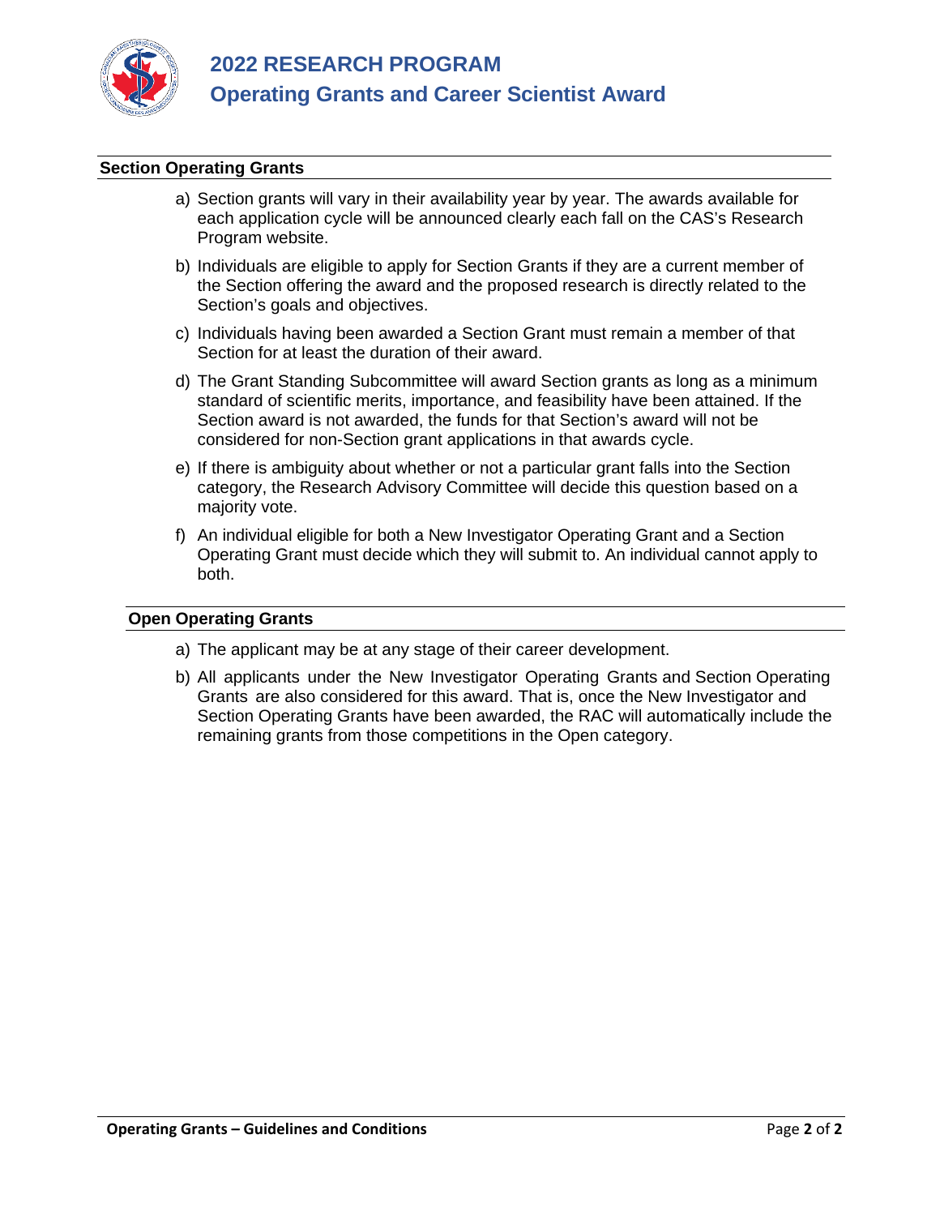## Section Operating Grants

a) Section grants will vary in their availability year by year. The awards available for each application cycle will be announced clearly each fall on the CAS's Research Program website.

b) Individuals are eligible to apply for Section Grants if they are a current member of the Section offering the award and the proposed research is directly related to the Section's goals and objectives.

c) Individuals having been awarded a Section Grant must remain a member of that Section for at least the duration of their award.

d) The Grant Standing Subcommittee will award Section grants as long as a minimum standard of scientific merits, importance, and feasibility have been attained. If the Section award is not awarded, the funds for that Section's award will not be considered for non-Section grant applications in that awards cycle.

e) If there is ambiguity about whether or not a particular grant falls into the Section category, the Research Advisory Committee will decide this question based on a majority vote.

f) An individual eligible for both a New Investigator Operating Grant and a Section Operating Grant must decide which they will submit to. An individual cannot apply to both.

## Open Operating Grants

a) The applicant may be at any stage of their career development.

b) All applicants under the New Investigator Operating Grants and Section Operating Grants are also considered for this award. That is, once the New Investigator and Section Operating Grants have been awarded, the RAC will automatically include the remaining grants from those competitions in the Open category.